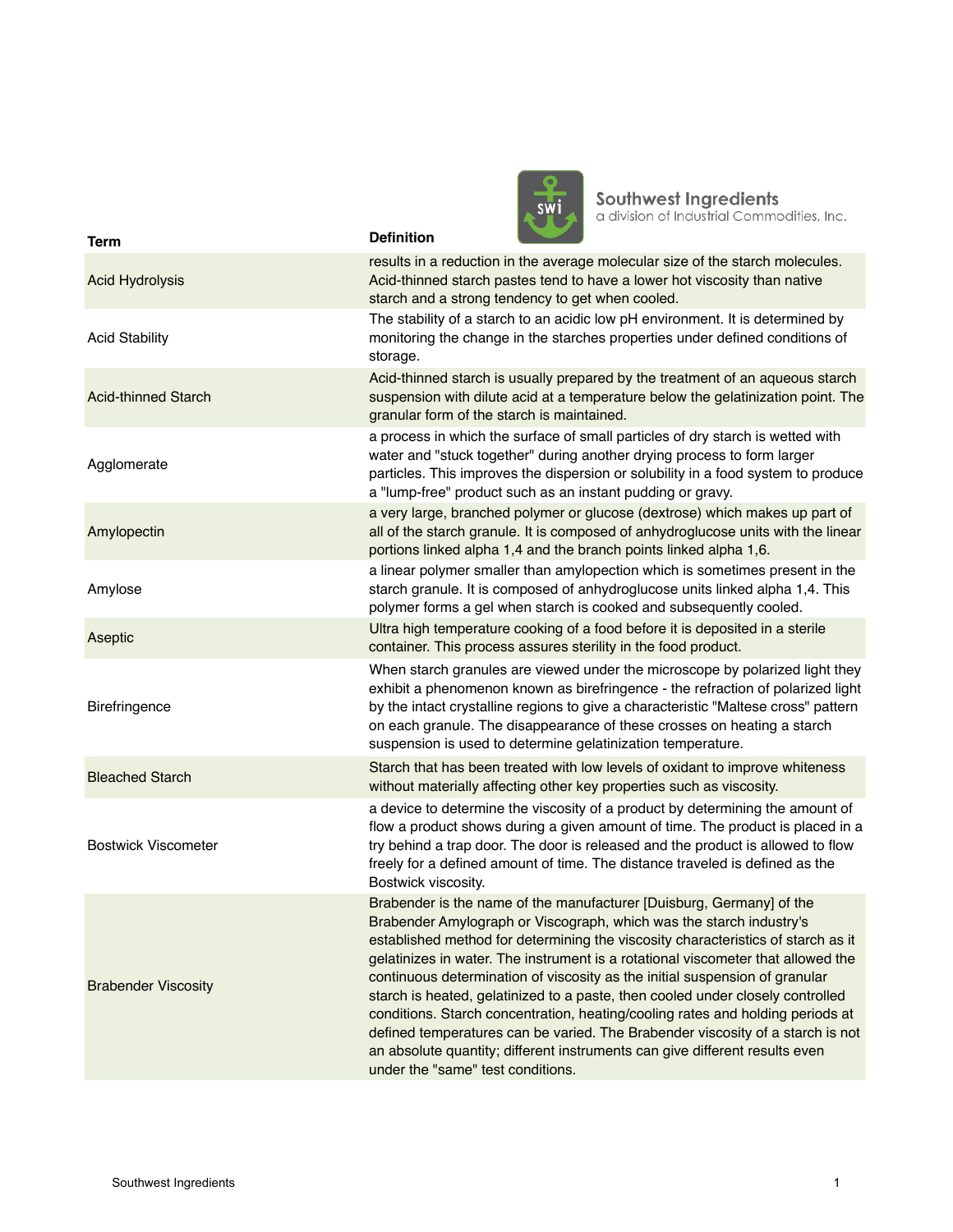Southwest Ingredients
a division of Industrial Commodities, Inc.

| Term | Definition |
|---|---|
| Acid Hydrolysis | results in a reduction in the average molecular size of the starch molecules. Acid-thinned starch pastes tend to have a lower hot viscosity than native starch and a strong tendency to get when cooled. |
| Acid Stability | The stability of a starch to an acidic low pH environment. It is determined by monitoring the change in the starches properties under defined conditions of storage. |
| Acid-thinned Starch | Acid-thinned starch is usually prepared by the treatment of an aqueous starch suspension with dilute acid at a temperature below the gelatinization point. The granular form of the starch is maintained. |
| Agglomerate | a process in which the surface of small particles of dry starch is wetted with water and "stuck together" during another drying process to form larger particles. This improves the dispersion or solubility in a food system to produce a "lump-free" product such as an instant pudding or gravy. |
| Amylopectin | a very large, branched polymer or glucose (dextrose) which makes up part of all of the starch granule. It is composed of anhydroglucose units with the linear portions linked alpha 1,4 and the branch points linked alpha 1,6. |
| Amylose | a linear polymer smaller than amylopection which is sometimes present in the starch granule. It is composed of anhydroglucose units linked alpha 1,4. This polymer forms a gel when starch is cooked and subsequently cooled. |
| Aseptic | Ultra high temperature cooking of a food before it is deposited in a sterile container. This process assures sterility in the food product. |
| Birefringence | When starch granules are viewed under the microscope by polarized light they exhibit a phenomenon known as birefringence - the refraction of polarized light by the intact crystalline regions to give a characteristic "Maltese cross" pattern on each granule. The disappearance of these crosses on heating a starch suspension is used to determine gelatinization temperature. |
| Bleached Starch | Starch that has been treated with low levels of oxidant to improve whiteness without materially affecting other key properties such as viscosity. |
| Bostwick Viscometer | a device to determine the viscosity of a product by determining the amount of flow a product shows during a given amount of time. The product is placed in a try behind a trap door. The door is released and the product is allowed to flow freely for a defined amount of time. The distance traveled is defined as the Bostwick viscosity. |
| Brabender Viscosity | Brabender is the name of the manufacturer [Duisburg, Germany] of the Brabender Amylograph or Viscograph, which was the starch industry's established method for determining the viscosity characteristics of starch as it gelatinizes in water. The instrument is a rotational viscometer that allowed the continuous determination of viscosity as the initial suspension of granular starch is heated, gelatinized to a paste, then cooled under closely controlled conditions. Starch concentration, heating/cooling rates and holding periods at defined temperatures can be varied. The Brabender viscosity of a starch is not an absolute quantity; different instruments can give different results even under the "same" test conditions. |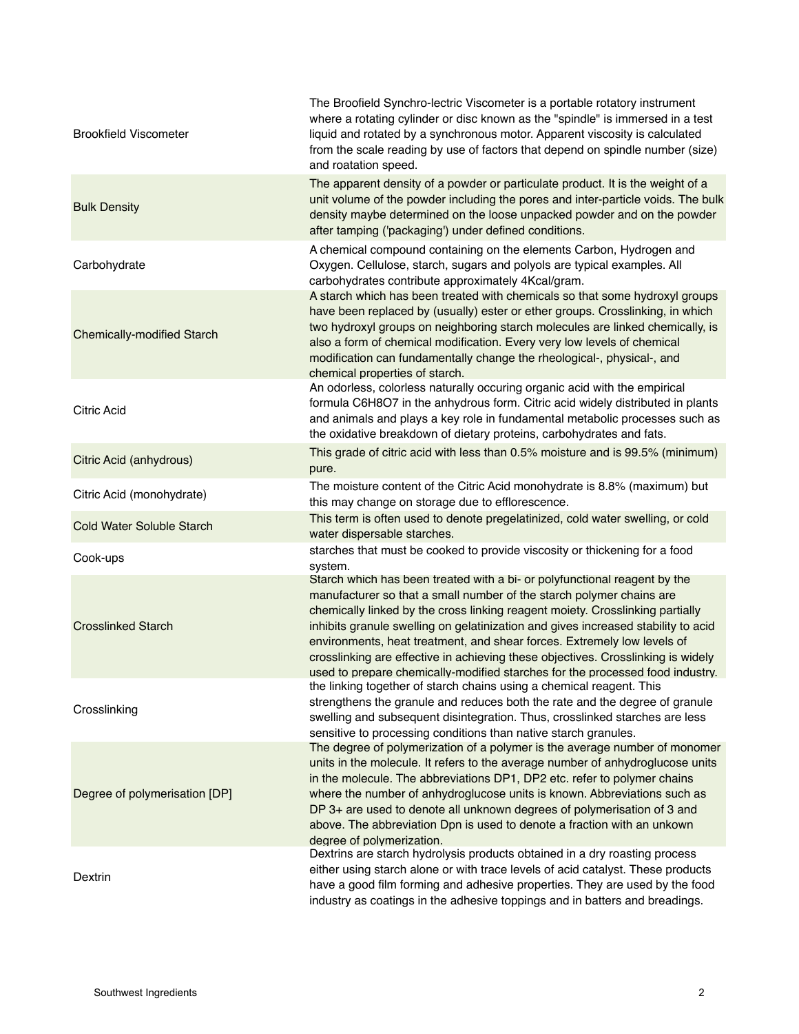| | |
|---|---|
| Brookfield Viscometer | The Broofield Synchro-lectric Viscometer is a portable rotatory instrument where a rotating cylinder or disc known as the "spindle" is immersed in a test liquid and rotated by a synchronous motor. Apparent viscosity is calculated from the scale reading by use of factors that depend on spindle number (size) and roatation speed. |
| Bulk Density | The apparent density of a powder or particulate product. It is the weight of a unit volume of the powder including the pores and inter-particle voids. The bulk density maybe determined on the loose unpacked powder and on the powder after tamping ('packaging') under defined conditions. |
| Carbohydrate | A chemical compound containing on the elements Carbon, Hydrogen and Oxygen. Cellulose, starch, sugars and polyols are typical examples. All carbohydrates contribute approximately 4Kcal/gram. |
| Chemically-modified Starch | A starch which has been treated with chemicals so that some hydroxyl groups have been replaced by (usually) ester or ether groups. Crosslinking, in which two hydroxyl groups on neighboring starch molecules are linked chemically, is also a form of chemical modification. Every very low levels of chemical modification can fundamentally change the rheological-, physical-, and chemical properties of starch. |
| Citric Acid | An odorless, colorless naturally occuring organic acid with the empirical formula $C_6H_8O_7$ in the anhydrous form. Citric acid widely distributed in plants and animals and plays a key role in fundamental metabolic processes such as the oxidative breakdown of dietary proteins, carbohydrates and fats. |
| Citric Acid (anhydrous) | This grade of citric acid with less than 0.5% moisture and is 99.5% (minimum) pure. |
| Citric Acid (monohydrate) | The moisture content of the Citric Acid monohydrate is 8.8% (maximum) but this may change on storage due to efflorescence. |
| Cold Water Soluble Starch | This term is often used to denote pregelatinized, cold water swelling, or cold water dispersable starches. |
| Cook-ups | starches that must be cooked to provide viscosity or thickening for a food system. |
| Crosslinked Starch | Starch which has been treated with a bi- or polyfunctional reagent by the manufacturer so that a small number of the starch polymer chains are chemically linked by the cross linking reagent moiety. Crosslinking partially inhibits granule swelling on gelatinization and gives increased stability to acid environments, heat treatment, and shear forces. Extremely low levels of crosslinking are effective in achieving these objectives. Crosslinking is widely used to prepare chemically-modified starches for the processed food industry. |
| Crosslinking | the linking together of starch chains using a chemical reagent. This strengthens the granule and reduces both the rate and the degree of granule swelling and subsequent disintegration. Thus, crosslinked starches are less sensitive to processing conditions than native starch granules. |
| Degree of polymerisation [DP] | The degree of polymerization of a polymer is the average number of monomer units in the molecule. It refers to the average number of anhydroglucose units in the molecule. The abbreviations DP1, DP2 etc. refer to polymer chains where the number of anhydroglucose units is known. Abbreviations such as DP 3+ are used to denote all unknown degrees of polymerisation of 3 and above. The abbreviation Dpn is used to denote a fraction with an unkown degree of polymerization. |
| Dextrin | Dextrins are starch hydrolysis products obtained in a dry roasting process either using starch alone or with trace levels of acid catalyst. These products have a good film forming and adhesive properties. They are used by the food industry as coatings in the adhesive toppings and in batters and breadings. |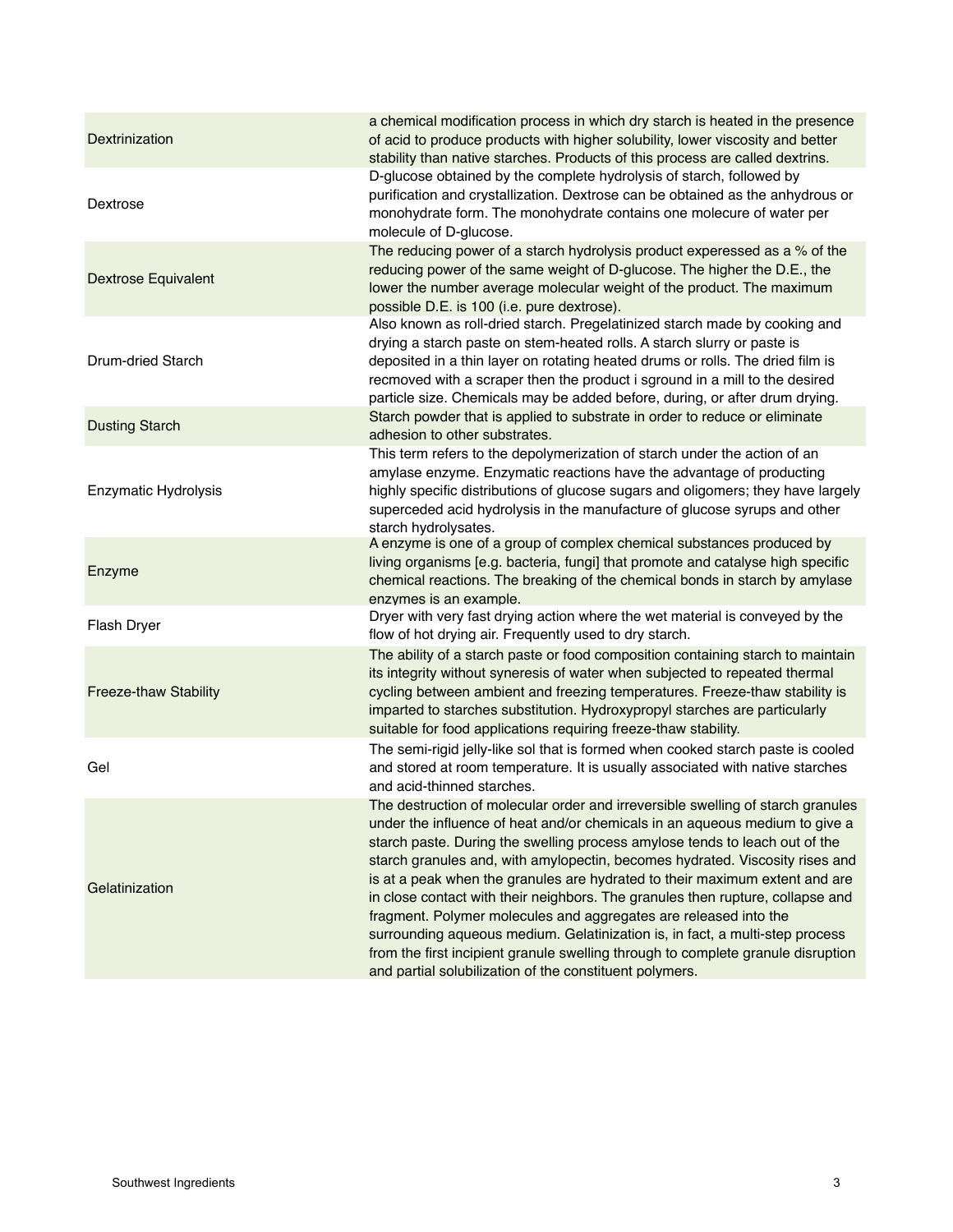| | |
|---|---|
| Dextrinization | a chemical modification process in which dry starch is heated in the presence of acid to produce products with higher solubility, lower viscosity and better stability than native starches. Products of this process are called dextrins. |
| Dextrose | D-glucose obtained by the complete hydrolysis of starch, followed by purification and crystallization. Dextrose can be obtained as the anhydrous or monohydrate form. The monohydrate contains one molecure of water per molecule of D-glucose. |
| Dextrose Equivalent | The reducing power of a starch hydrolysis product experessed as a % of the reducing power of the same weight of D-glucose. The higher the D.E., the lower the number average molecular weight of the product. The maximum possible D.E. is 100 (i.e. pure dextrose). |
| Drum-dried Starch | Also known as roll-dried starch. Pregelatinized starch made by cooking and drying a starch paste on stem-heated rolls. A starch slurry or paste is deposited in a thin layer on rotating heated drums or rolls. The dried film is recmoved with a scraper then the product i sground in a mill to the desired particle size. Chemicals may be added before, during, or after drum drying. |
| Dusting Starch | Starch powder that is applied to substrate in order to reduce or eliminate adhesion to other substrates. |
| Enzymatic Hydrolysis | This term refers to the depolymerization of starch under the action of an amylase enzyme. Enzymatic reactions have the advantage of producting highly specific distributions of glucose sugars and oligomers; they have largely superceded acid hydrolysis in the manufacture of glucose syrups and other starch hydrolysates. |
| Enzyme | A enzyme is one of a group of complex chemical substances produced by living organisms [e.g. bacteria, fungi] that promote and catalyse high specific chemical reactions. The breaking of the chemical bonds in starch by amylase enzymes is an example. |
| Flash Dryer | Dryer with very fast drying action where the wet material is conveyed by the flow of hot drying air. Frequently used to dry starch. |
| Freeze-thaw Stability | The ability of a starch paste or food composition containing starch to maintain its integrity without syneresis of water when subjected to repeated thermal cycling between ambient and freezing temperatures. Freeze-thaw stability is imparted to starches substitution. Hydroxypropyl starches are particularly suitable for food applications requiring freeze-thaw stability. |
| Gel | The semi-rigid jelly-like sol that is formed when cooked starch paste is cooled and stored at room temperature. It is usually associated with native starches and acid-thinned starches. |
| Gelatinization | The destruction of molecular order and irreversible swelling of starch granules under the influence of heat and/or chemicals in an aqueous medium to give a starch paste. During the swelling process amylose tends to leach out of the starch granules and, with amylopectin, becomes hydrated. Viscosity rises and is at a peak when the granules are hydrated to their maximum extent and are in close contact with their neighbors. The granules then rupture, collapse and fragment. Polymer molecules and aggregates are released into the surrounding aqueous medium. Gelatinization is, in fact, a multi-step process from the first incipient granule swelling through to complete granule disruption and partial solubilization of the constituent polymers. |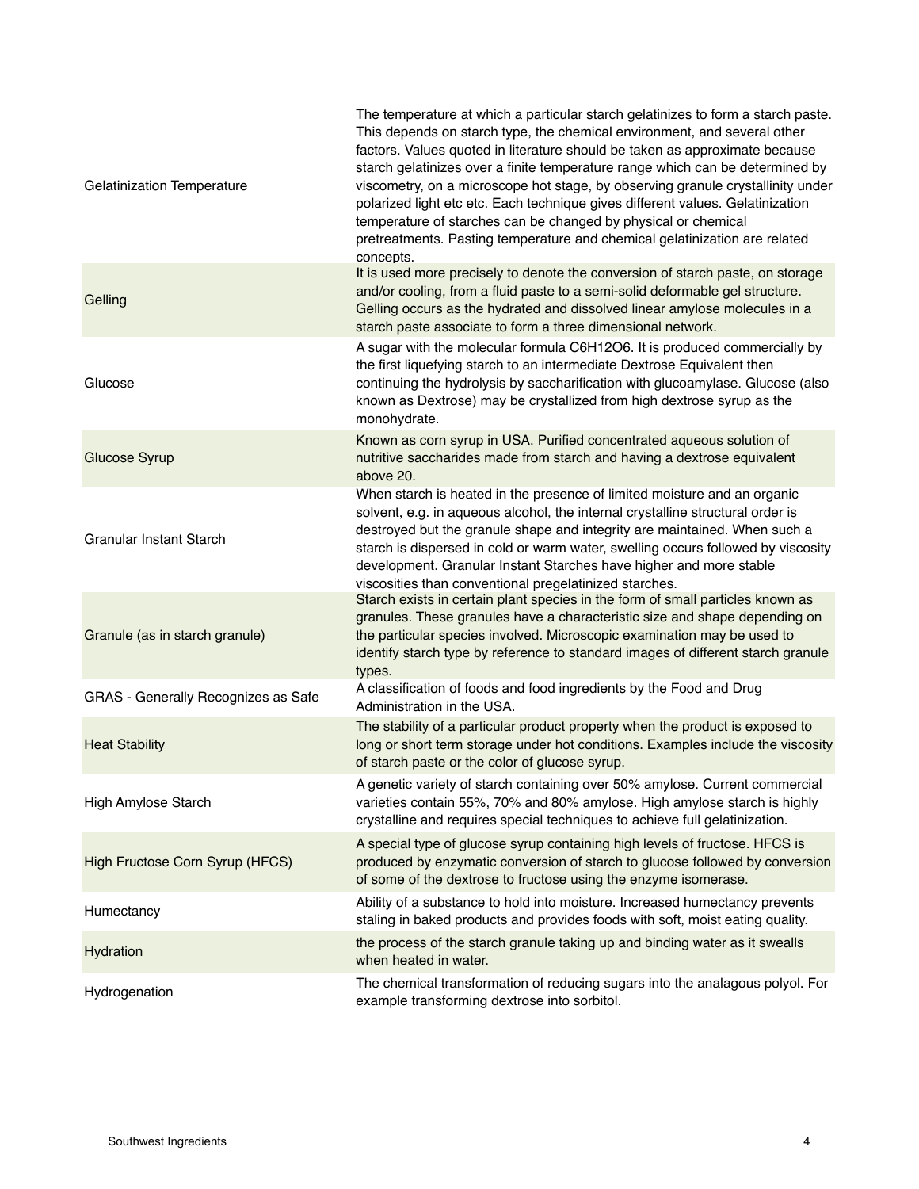| Term | Definition |
| --- | --- |
| Gelatinization Temperature | The temperature at which a particular starch gelatinizes to form a starch paste. This depends on starch type, the chemical environment, and several other factors. Values quoted in literature should be taken as approximate because starch gelatinizes over a finite temperature range which can be determined by viscometry, on a microscope hot stage, by observing granule crystallinity under polarized light etc etc. Each technique gives different values. Gelatinization temperature of starches can be changed by physical or chemical pretreatments. Pasting temperature and chemical gelatinization are related concepts. |
| Gelling | It is used more precisely to denote the conversion of starch paste, on storage and/or cooling, from a fluid paste to a semi-solid deformable gel structure. Gelling occurs as the hydrated and dissolved linear amylose molecules in a starch paste associate to form a three dimensional network. |
| Glucose | A sugar with the molecular formula $C_6H_{12}O_6$. It is produced commercially by the first liquefying starch to an intermediate Dextrose Equivalent then continuing the hydrolysis by saccharification with glucoamylase. Glucose (also known as Dextrose) may be crystallized from high dextrose syrup as the monohydrate. |
| Glucose Syrup | Known as corn syrup in USA. Purified concentrated aqueous solution of nutritive saccharides made from starch and having a dextrose equivalent above 20. |
| Granular Instant Starch | When starch is heated in the presence of limited moisture and an organic solvent, e.g. in aqueous alcohol, the internal crystalline structural order is destroyed but the granule shape and integrity are maintained. When such a starch is dispersed in cold or warm water, swelling occurs followed by viscosity development. Granular Instant Starches have higher and more stable viscosities than conventional pregelatinized starches. |
| Granule (as in starch granule) | Starch exists in certain plant species in the form of small particles known as granules. These granules have a characteristic size and shape depending on the particular species involved. Microscopic examination may be used to identify starch type by reference to standard images of different starch granule types. |
| GRAS - Generally Recognizes as Safe | A classification of foods and food ingredients by the Food and Drug Administration in the USA. |
| Heat Stability | The stability of a particular product property when the product is exposed to long or short term storage under hot conditions. Examples include the viscosity of starch paste or the color of glucose syrup. |
| High Amylose Starch | A genetic variety of starch containing over 50% amylose. Current commercial varieties contain 55%, 70% and 80% amylose. High amylose starch is highly crystalline and requires special techniques to achieve full gelatinization. |
| High Fructose Corn Syrup (HFCS) | A special type of glucose syrup containing high levels of fructose. HFCS is produced by enzymatic conversion of starch to glucose followed by conversion of some of the dextrose to fructose using the enzyme isomerase. |
| Humectancy | Ability of a substance to hold into moisture. Increased humectancy prevents staling in baked products and provides foods with soft, moist eating quality. |
| Hydration | the process of the starch granule taking up and binding water as it swealls when heated in water. |
| Hydrogenation | The chemical transformation of reducing sugars into the analagous polyol. For example transforming dextrose into sorbitol. |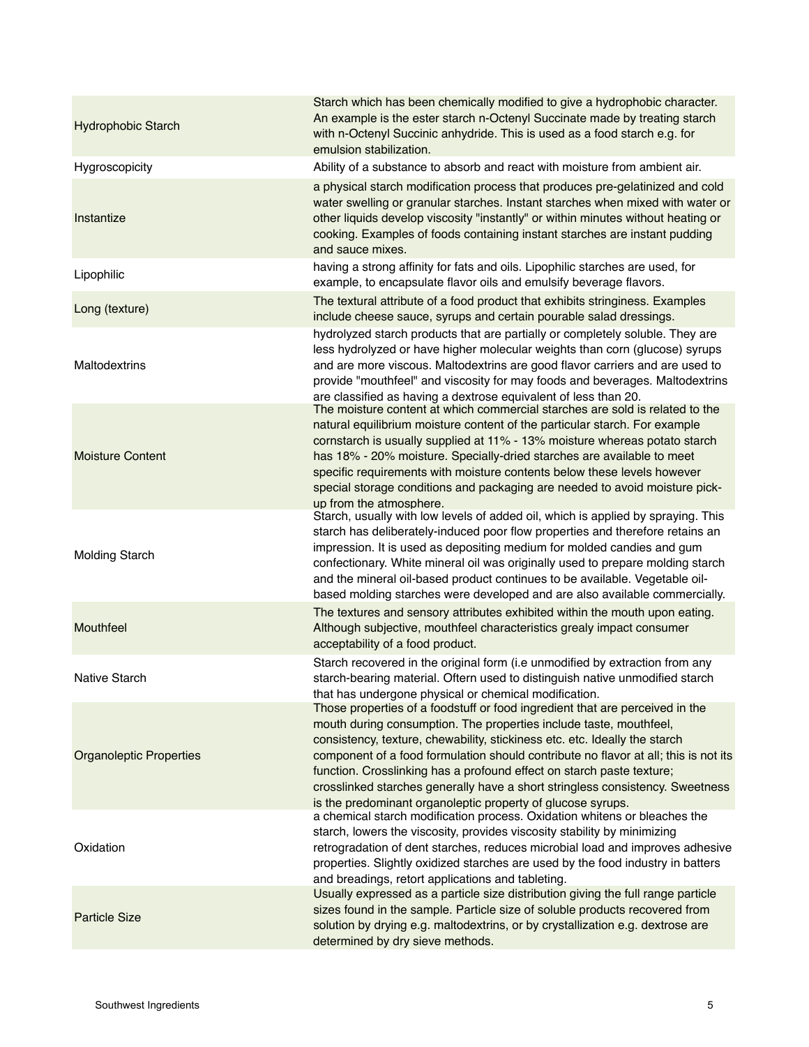| | |
|---|---|
| Hydrophobic Starch | Starch which has been chemically modified to give a hydrophobic character. An example is the ester starch n-Octenyl Succinate made by treating starch with n-Octenyl Succinic anhydride. This is used as a food starch e.g. for emulsion stabilization. |
| Hygroscopicity | Ability of a substance to absorb and react with moisture from ambient air. |
| Instantize | a physical starch modification process that produces pre-gelatinized and cold water swelling or granular starches. Instant starches when mixed with water or other liquids develop viscosity "instantly" or within minutes without heating or cooking. Examples of foods containing instant starches are instant pudding and sauce mixes. |
| Lipophilic | having a strong affinity for fats and oils. Lipophilic starches are used, for example, to encapsulate flavor oils and emulsify beverage flavors. |
| Long (texture) | The textural attribute of a food product that exhibits stringiness. Examples include cheese sauce, syrups and certain pourable salad dressings. |
| Maltodextrins | hydrolyzed starch products that are partially or completely soluble. They are less hydrolyzed or have higher molecular weights than corn (glucose) syrups and are more viscous. Maltodextrins are good flavor carriers and are used to provide "mouthfeel" and viscosity for may foods and beverages. Maltodextrins are classified as having a dextrose equivalent of less than 20. |
| Moisture Content | The moisture content at which commercial starches are sold is related to the natural equilibrium moisture content of the particular starch. For example cornstarch is usually supplied at 11% - 13% moisture whereas potato starch has 18% - 20% moisture. Specially-dried starches are available to meet specific requirements with moisture contents below these levels however special storage conditions and packaging are needed to avoid moisture pick-up from the atmosphere. |
| Molding Starch | Starch, usually with low levels of added oil, which is applied by spraying. This starch has deliberately-induced poor flow properties and therefore retains an impression. It is used as depositing medium for molded candies and gum confectionary. White mineral oil was originally used to prepare molding starch and the mineral oil-based product continues to be available. Vegetable oil-based molding starches were developed and are also available commercially. |
| Mouthfeel | The textures and sensory attributes exhibited within the mouth upon eating. Although subjective, mouthfeel characteristics grealy impact consumer acceptability of a food product. |
| Native Starch | Starch recovered in the original form (i.e unmodified by extraction from any starch-bearing material. Oftern used to distinguish native unmodified starch that has undergone physical or chemical modification. |
| Organoleptic Properties | Those properties of a foodstuff or food ingredient that are perceived in the mouth during consumption. The properties include taste, mouthfeel, consistency, texture, chewability, stickiness etc. etc. Ideally the starch component of a food formulation should contribute no flavor at all; this is not its function. Crosslinking has a profound effect on starch paste texture; crosslinked starches generally have a short stringless consistency. Sweetness is the predominant organoleptic property of glucose syrups. |
| Oxidation | a chemical starch modification process. Oxidation whitens or bleaches the starch, lowers the viscosity, provides viscosity stability by minimizing retrogradation of dent starches, reduces microbial load and improves adhesive properties. Slightly oxidized starches are used by the food industry in batters and breadings, retort applications and tableting. |
| Particle Size | Usually expressed as a particle size distribution giving the full range particle sizes found in the sample. Particle size of soluble products recovered from solution by drying e.g. maltodextrins, or by crystallization e.g. dextrose are determined by dry sieve methods. |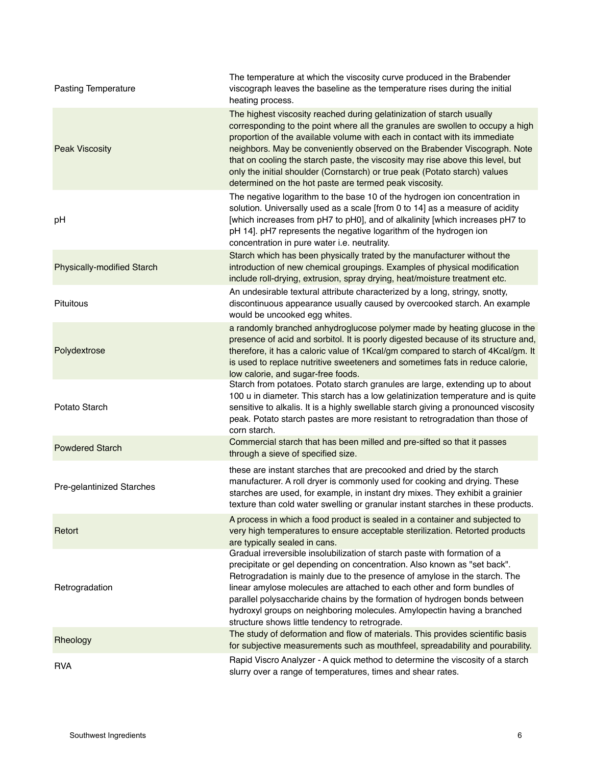| | |
|---|---|
| Pasting Temperature | The temperature at which the viscosity curve produced in the Brabender viscograph leaves the baseline as the temperature rises during the initial heating process. |
| Peak Viscosity | The highest viscosity reached during gelatinization of starch usually corresponding to the point where all the granules are swollen to occupy a high proportion of the available volume with each in contact with its immediate neighbors. May be conveniently observed on the Brabender Viscograph. Note that on cooling the starch paste, the viscosity may rise above this level, but only the initial shoulder (Cornstarch) or true peak (Potato starch) values determined on the hot paste are termed peak viscosity. |
| pH | The negative logarithm to the base 10 of the hydrogen ion concentration in solution. Universally used as a scale [from 0 to 14] as a measure of acidity [which increases from pH7 to pH0], and of alkalinity [which increases pH7 to pH 14]. pH7 represents the negative logarithm of the hydrogen ion concentration in pure water i.e. neutrality. |
| Physically-modified Starch | Starch which has been physically trated by the manufacturer without the introduction of new chemical groupings. Examples of physical modification include roll-drying, extrusion, spray drying, heat/moisture treatment etc. |
| Pituitous | An undesirable textural attribute characterized by a long, stringy, snotty, discontinuous appearance usually caused by overcooked starch. An example would be uncooked egg whites. |
| Polydextrose | a randomly branched anhydroglucose polymer made by heating glucose in the presence of acid and sorbitol. It is poorly digested because of its structure and, therefore, it has a caloric value of 1Kcal/gm compared to starch of 4Kcal/gm. It is used to replace nutritive sweeteners and sometimes fats in reduce calorie, low calorie, and sugar-free foods. |
| Potato Starch | Starch from potatoes. Potato starch granules are large, extending up to about 100 u in diameter. This starch has a low gelatinization temperature and is quite sensitive to alkalis. It is a highly swellable starch giving a pronounced viscosity peak. Potato starch pastes are more resistant to retrogradation than those of corn starch. |
| Powdered Starch | Commercial starch that has been milled and pre-sifted so that it passes through a sieve of specified size. |
| Pre-gelantinized Starches | these are instant starches that are precooked and dried by the starch manufacturer. A roll dryer is commonly used for cooking and drying. These starches are used, for example, in instant dry mixes. They exhibit a grainier texture than cold water swelling or granular instant starches in these products. |
| Retort | A process in which a food product is sealed in a container and subjected to very high temperatures to ensure acceptable sterilization. Retorted products are typically sealed in cans. |
| Retrogradation | Gradual irreversible insolubilization of starch paste with formation of a precipitate or gel depending on concentration. Also known as "set back". Retrogradation is mainly due to the presence of amylose in the starch. The linear amylose molecules are attached to each other and form bundles of parallel polysaccharide chains by the formation of hydrogen bonds between hydroxyl groups on neighboring molecules. Amylopectin having a branched structure shows little tendency to retrograde. |
| Rheology | The study of deformation and flow of materials. This provides scientific basis for subjective measurements such as mouthfeel, spreadability and pourability. |
| RVA | Rapid Viscro Analyzer - A quick method to determine the viscosity of a starch slurry over a range of temperatures, times and shear rates. |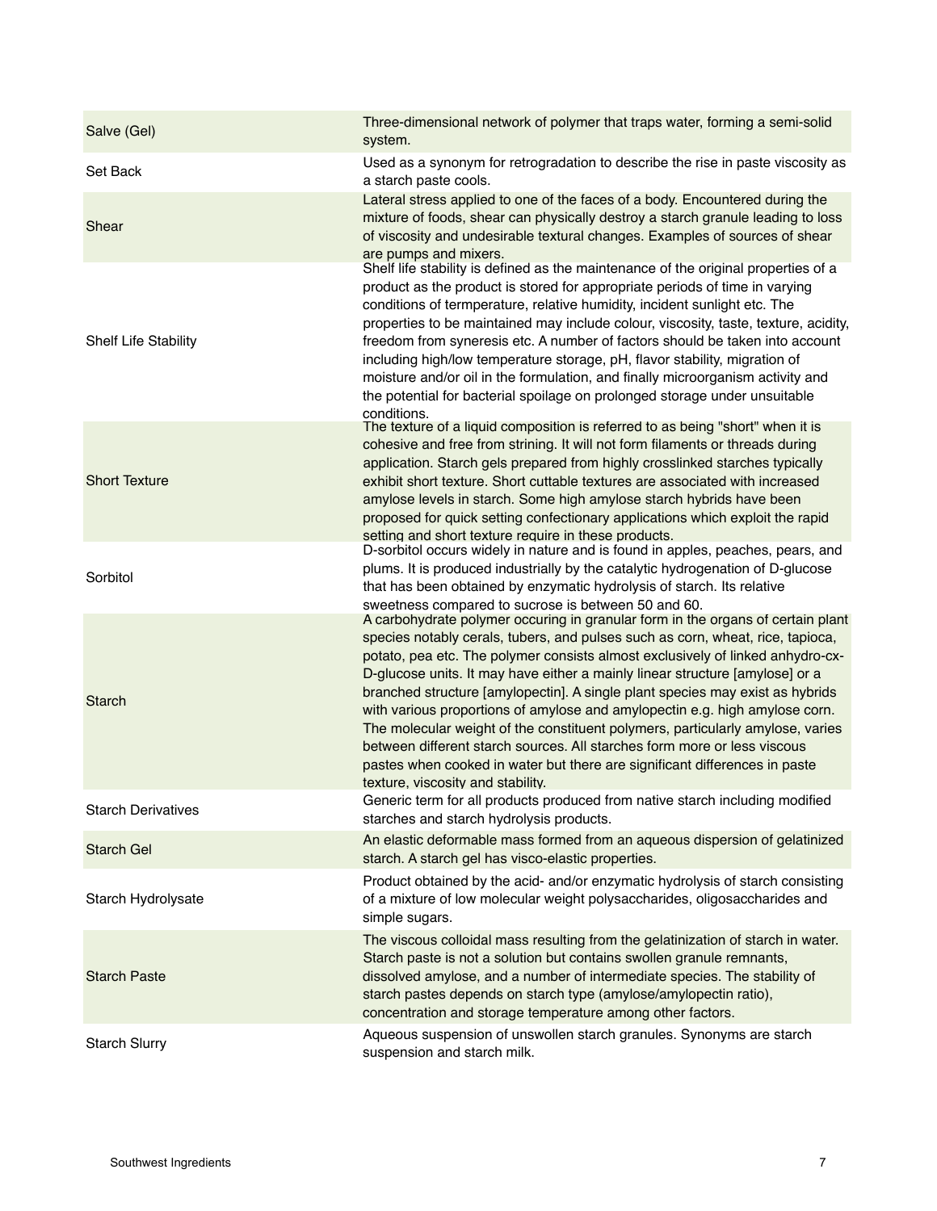| | |
|---|---|
| Salve (Gel) | Three-dimensional network of polymer that traps water, forming a semi-solid system. |
| Set Back | Used as a synonym for retrogradation to describe the rise in paste viscosity as a starch paste cools. |
| Shear | Lateral stress applied to one of the faces of a body. Encountered during the mixture of foods, shear can physically destroy a starch granule leading to loss of viscosity and undesirable textural changes. Examples of sources of shear are pumps and mixers. |
| Shelf Life Stability | Shelf life stability is defined as the maintenance of the original properties of a product as the product is stored for appropriate periods of time in varying conditions of termperature, relative humidity, incident sunlight etc. The properties to be maintained may include colour, viscosity, taste, texture, acidity, freedom from syneresis etc. A number of factors should be taken into account including high/low temperature storage, pH, flavor stability, migration of moisture and/or oil in the formulation, and finally microorganism activity and the potential for bacterial spoilage on prolonged storage under unsuitable conditions. |
| Short Texture | The texture of a liquid composition is referred to as being "short" when it is cohesive and free from strining. It will not form filaments or threads during application. Starch gels prepared from highly crosslinked starches typically exhibit short texture. Short cuttable textures are associated with increased amylose levels in starch. Some high amylose starch hybrids have been proposed for quick setting confectionary applications which exploit the rapid setting and short texture require in these products. |
| Sorbitol | D-sorbitol occurs widely in nature and is found in apples, peaches, pears, and plums. It is produced industrially by the catalytic hydrogenation of D-glucose that has been obtained by enzymatic hydrolysis of starch. Its relative sweetness compared to sucrose is between 50 and 60. |
| Starch | A carbohydrate polymer occuring in granular form in the organs of certain plant species notably cerals, tubers, and pulses such as corn, wheat, rice, tapioca, potato, pea etc. The polymer consists almost exclusively of linked anhydro-cx-D-glucose units. It may have either a mainly linear structure [amylose] or a branched structure [amylopectin]. A single plant species may exist as hybrids with various proportions of amylose and amylopectin e.g. high amylose corn. The molecular weight of the constituent polymers, particularly amylose, varies between different starch sources. All starches form more or less viscous pastes when cooked in water but there are significant differences in paste texture, viscosity and stability. |
| Starch Derivatives | Generic term for all products produced from native starch including modified starches and starch hydrolysis products. |
| Starch Gel | An elastic deformable mass formed from an aqueous dispersion of gelatinized starch. A starch gel has visco-elastic properties. |
| Starch Hydrolysate | Product obtained by the acid- and/or enzymatic hydrolysis of starch consisting of a mixture of low molecular weight polysaccharides, oligosaccharides and simple sugars. |
| Starch Paste | The viscous colloidal mass resulting from the gelatinization of starch in water. Starch paste is not a solution but contains swollen granule remnants, dissolved amylose, and a number of intermediate species. The stability of starch pastes depends on starch type (amylose/amylopectin ratio), concentration and storage temperature among other factors. |
| Starch Slurry | Aqueous suspension of unswollen starch granules. Synonyms are starch suspension and starch milk. |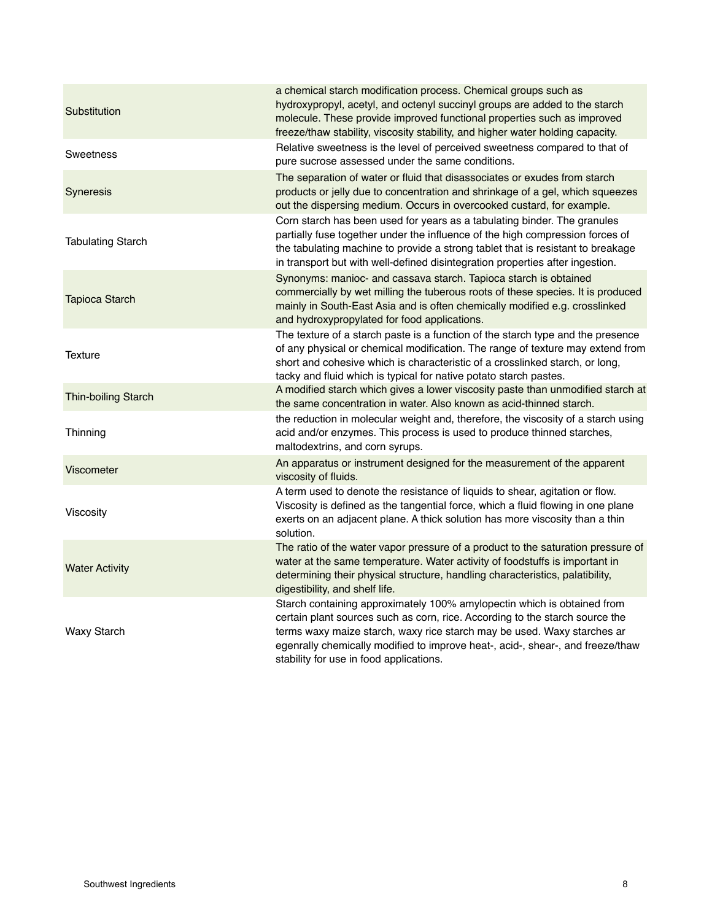| | |
|---|---|
| Substitution | a chemical starch modification process. Chemical groups such as hydroxypropyl, acetyl, and octenyl succinyl groups are added to the starch molecule. These provide improved functional properties such as improved freeze/thaw stability, viscosity stability, and higher water holding capacity. |
| Sweetness | Relative sweetness is the level of perceived sweetness compared to that of pure sucrose assessed under the same conditions. |
| Syneresis | The separation of water or fluid that disassociates or exudes from starch products or jelly due to concentration and shrinkage of a gel, which squeezes out the dispersing medium. Occurs in overcooked custard, for example. |
| Tabulating Starch | Corn starch has been used for years as a tabulating binder. The granules partially fuse together under the influence of the high compression forces of the tabulating machine to provide a strong tablet that is resistant to breakage in transport but with well-defined disintegration properties after ingestion. |
| Tapioca Starch | Synonyms: manioc- and cassava starch. Tapioca starch is obtained commercially by wet milling the tuberous roots of these species. It is produced mainly in South-East Asia and is often chemically modified e.g. crosslinked and hydroxypropylated for food applications. |
| Texture | The texture of a starch paste is a function of the starch type and the presence of any physical or chemical modification. The range of texture may extend from short and cohesive which is characteristic of a crosslinked starch, or long, tacky and fluid which is typical for native potato starch pastes. |
| Thin-boiling Starch | A modified starch which gives a lower viscosity paste than unmodified starch at the same concentration in water. Also known as acid-thinned starch. |
| Thinning | the reduction in molecular weight and, therefore, the viscosity of a starch using acid and/or enzymes. This process is used to produce thinned starches, maltodextrins, and corn syrups. |
| Viscometer | An apparatus or instrument designed for the measurement of the apparent viscosity of fluids. |
| Viscosity | A term used to denote the resistance of liquids to shear, agitation or flow. Viscosity is defined as the tangential force, which a fluid flowing in one plane exerts on an adjacent plane. A thick solution has more viscosity than a thin solution. |
| Water Activity | The ratio of the water vapor pressure of a product to the saturation pressure of water at the same temperature. Water activity of foodstuffs is important in determining their physical structure, handling characteristics, palatibility, digestibility, and shelf life. |
| Waxy Starch | Starch containing approximately 100% amylopectin which is obtained from certain plant sources such as corn, rice. According to the starch source the terms waxy maize starch, waxy rice starch may be used. Waxy starches ar egenrally chemically modified to improve heat-, acid-, shear-, and freeze/thaw stability for use in food applications. |